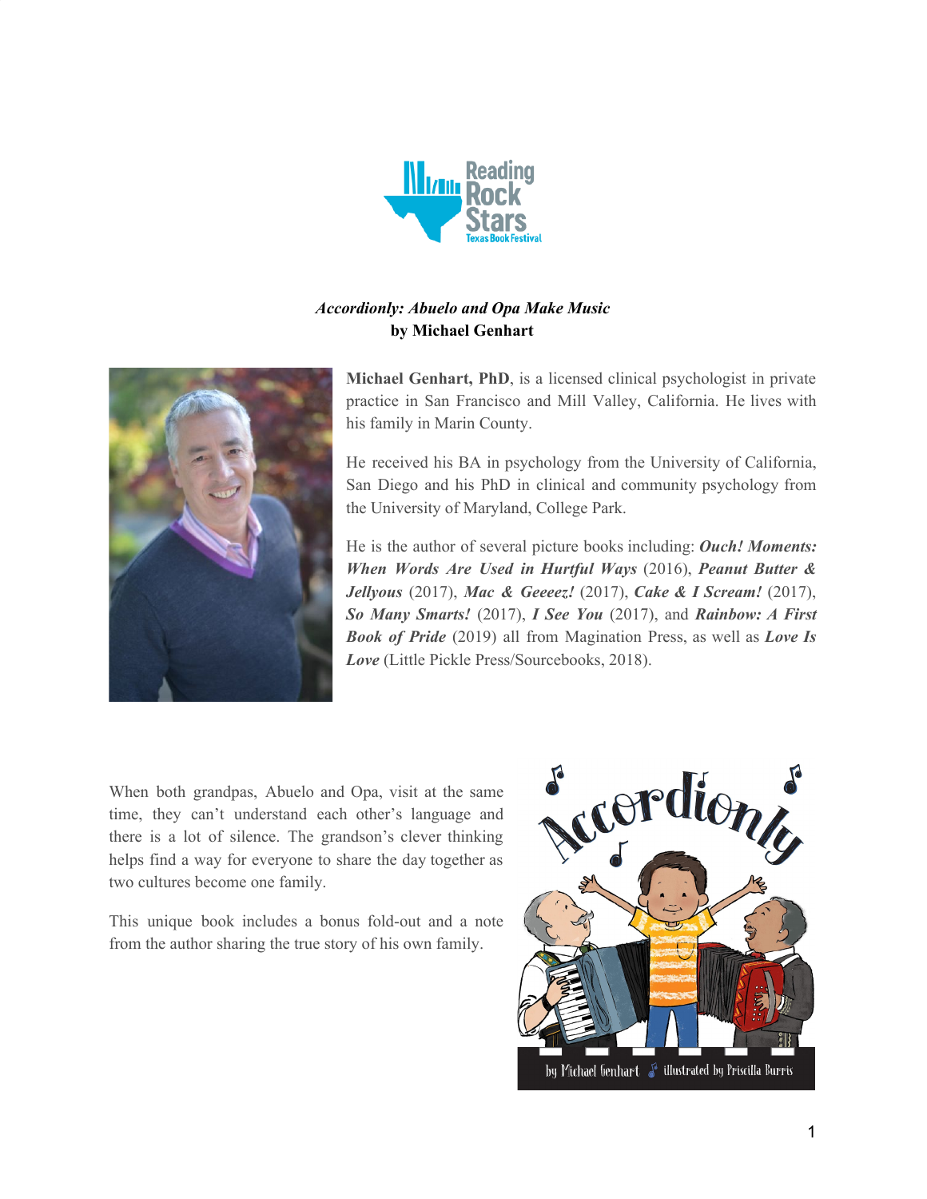***Accordionly: Abuelo and Opa Make Music***
**by Michael Genhart**

**Michael Genhart, PhD**, is a licensed clinical psychologist in private practice in San Francisco and Mill Valley, California. He lives with his family in Marin County.

He received his BA in psychology from the University of California, San Diego and his PhD in clinical and community psychology from the University of Maryland, College Park.

He is the author of several picture books including: ***Ouch! Moments: When Words Are Used in Hurtful Ways*** (2016), ***Peanut Butter & Jellyous*** (2017), ***Mac & Geeeez!*** (2017), ***Cake & I Scream!*** (2017), ***So Many Smarts!*** (2017), ***I See You*** (2017), and ***Rainbow: A First Book of Pride*** (2019) all from Magination Press, as well as ***Love Is Love*** (Little Pickle Press/Sourcebooks, 2018).

When both grandpas, Abuelo and Opa, visit at the same time, they can't understand each other's language and there is a lot of silence. The grandson's clever thinking helps find a way for everyone to share the day together as two cultures become one family.

This unique book includes a bonus fold-out and a note from the author sharing the true story of his own family.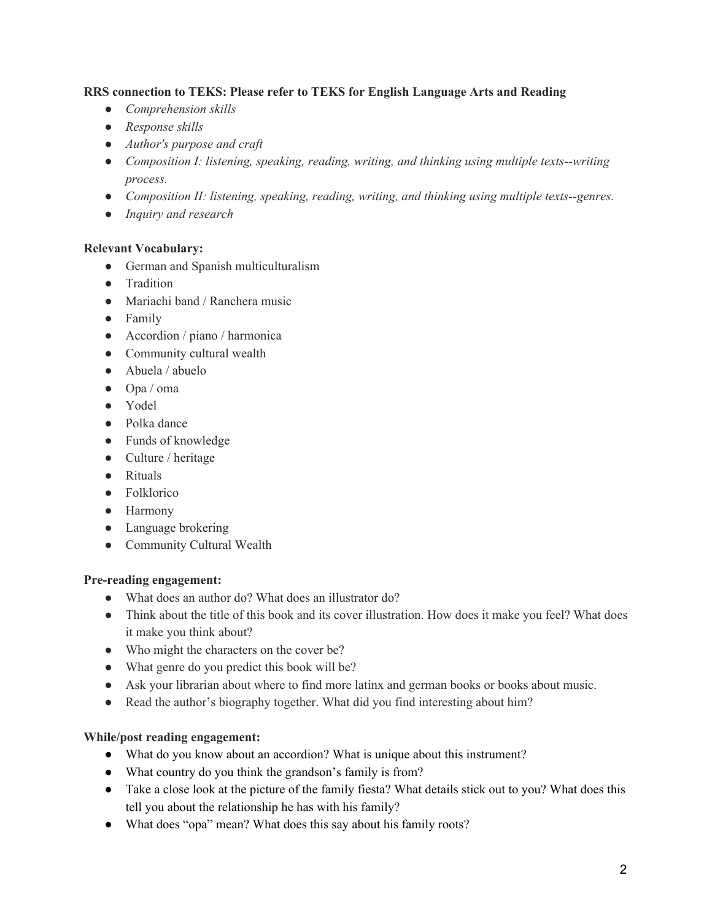**RRS connection to TEKS: Please refer to TEKS for English Language Arts and Reading**

- *Comprehension skills*
- *Response skills*
- *Author's purpose and craft*
- *Composition I: listening, speaking, reading, writing, and thinking using multiple texts--writing process.*
- *Composition II: listening, speaking, reading, writing, and thinking using multiple texts--genres.*
- *Inquiry and research*

**Relevant Vocabulary:**

- German and Spanish multiculturalism
- Tradition
- Mariachi band / Ranchera music
- Family
- Accordion / piano / harmonica
- Community cultural wealth
- Abuela / abuelo
- Opa / oma
- Yodel
- Polka dance
- Funds of knowledge
- Culture / heritage
- Rituals
- Folklorico
- Harmony
- Language brokering
- Community Cultural Wealth

**Pre-reading engagement:**

- What does an author do? What does an illustrator do?
- Think about the title of this book and its cover illustration. How does it make you feel? What does it make you think about?
- Who might the characters on the cover be?
- What genre do you predict this book will be?
- Ask your librarian about where to find more latinx and german books or books about music.
- Read the author's biography together. What did you find interesting about him?

**While/post reading engagement:**

- What do you know about an accordion? What is unique about this instrument?
- What country do you think the grandson's family is from?
- Take a close look at the picture of the family fiesta? What details stick out to you? What does this tell you about the relationship he has with his family?
- What does "opa" mean? What does this say about his family roots?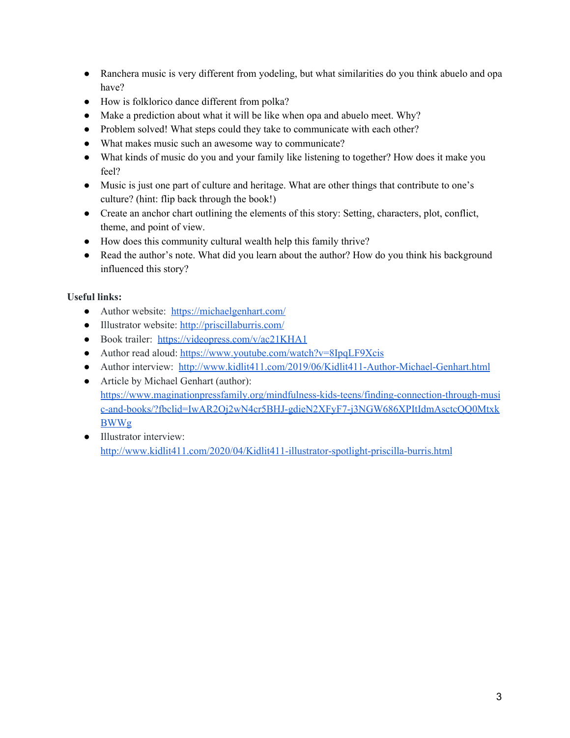- Ranchera music is very different from yodeling, but what similarities do you think abuelo and opa have?
- How is folklorico dance different from polka?
- Make a prediction about what it will be like when opa and abuelo meet. Why?
- Problem solved! What steps could they take to communicate with each other?
- What makes music such an awesome way to communicate?
- What kinds of music do you and your family like listening to together? How does it make you feel?
- Music is just one part of culture and heritage. What are other things that contribute to one's culture? (hint: flip back through the book!)
- Create an anchor chart outlining the elements of this story: Setting, characters, plot, conflict, theme, and point of view.
- How does this community cultural wealth help this family thrive?
- Read the author's note. What did you learn about the author? How do you think his background influenced this story?

**Useful links:**

- Author website: https://michaelgenhart.com/
- Illustrator website: http://priscillaburris.com/
- Book trailer: https://videopress.com/v/ac21KHA1
- Author read aloud: https://www.youtube.com/watch?v=8IpqLF9Xcis
- Author interview: http://www.kidlit411.com/2019/06/Kidlit411-Author-Michael-Genhart.html
- Article by Michael Genhart (author): https://www.maginationpressfamily.org/mindfulness-kids-teens/finding-connection-through-music-and-books/?fbclid=IwAR2Oj2wN4cr5BHJ-gdieN2XFyF7-j3NGW686XPItIdmAsctcQQ0MtxkBWWg
- Illustrator interview: http://www.kidlit411.com/2020/04/Kidlit411-illustrator-spotlight-priscilla-burris.html